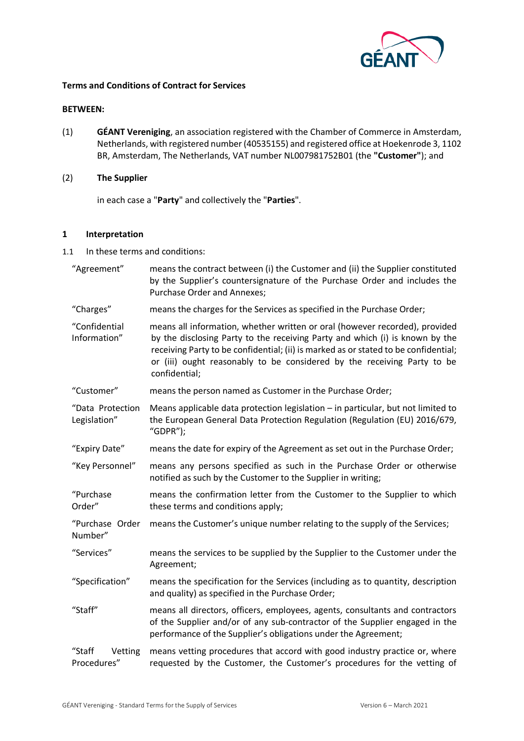**Terms and Conditions of Contract for Services**

**BETWEEN:**

(1) **GÉANT Vereniging**, an association registered with the Chamber of Commerce in Amsterdam, Netherlands, with registered number (40535155) and registered office at Hoekenrode 3, 1102 BR, Amsterdam, The Netherlands, VAT number NL007981752B01 (the **"Customer"**); and

(2) **The Supplier**

in each case a "**Party**" and collectively the "**Parties**".

## 1 Interpretation

1.1 In these terms and conditions:

| | |
|---|---|
| "Agreement" | means the contract between (i) the Customer and (ii) the Supplier constituted by the Supplier's countersignature of the Purchase Order and includes the Purchase Order and Annexes; |
| "Charges" | means the charges for the Services as specified in the Purchase Order; |
| "Confidential Information" | means all information, whether written or oral (however recorded), provided by the disclosing Party to the receiving Party and which (i) is known by the receiving Party to be confidential; (ii) is marked as or stated to be confidential; or (iii) ought reasonably to be considered by the receiving Party to be confidential; |
| "Customer" | means the person named as Customer in the Purchase Order; |
| "Data Protection Legislation" | Means applicable data protection legislation – in particular, but not limited to the European General Data Protection Regulation (Regulation (EU) 2016/679, "GDPR"); |
| "Expiry Date" | means the date for expiry of the Agreement as set out in the Purchase Order; |
| "Key Personnel" | means any persons specified as such in the Purchase Order or otherwise notified as such by the Customer to the Supplier in writing; |
| "Purchase Order" | means the confirmation letter from the Customer to the Supplier to which these terms and conditions apply; |
| "Purchase Order Number" | means the Customer's unique number relating to the supply of the Services; |
| "Services" | means the services to be supplied by the Supplier to the Customer under the Agreement; |
| "Specification" | means the specification for the Services (including as to quantity, description and quality) as specified in the Purchase Order; |
| "Staff" | means all directors, officers, employees, agents, consultants and contractors of the Supplier and/or of any sub-contractor of the Supplier engaged in the performance of the Supplier's obligations under the Agreement; |
| "Staff Vetting Procedures" | means vetting procedures that accord with good industry practice or, where requested by the Customer, the Customer's procedures for the vetting of |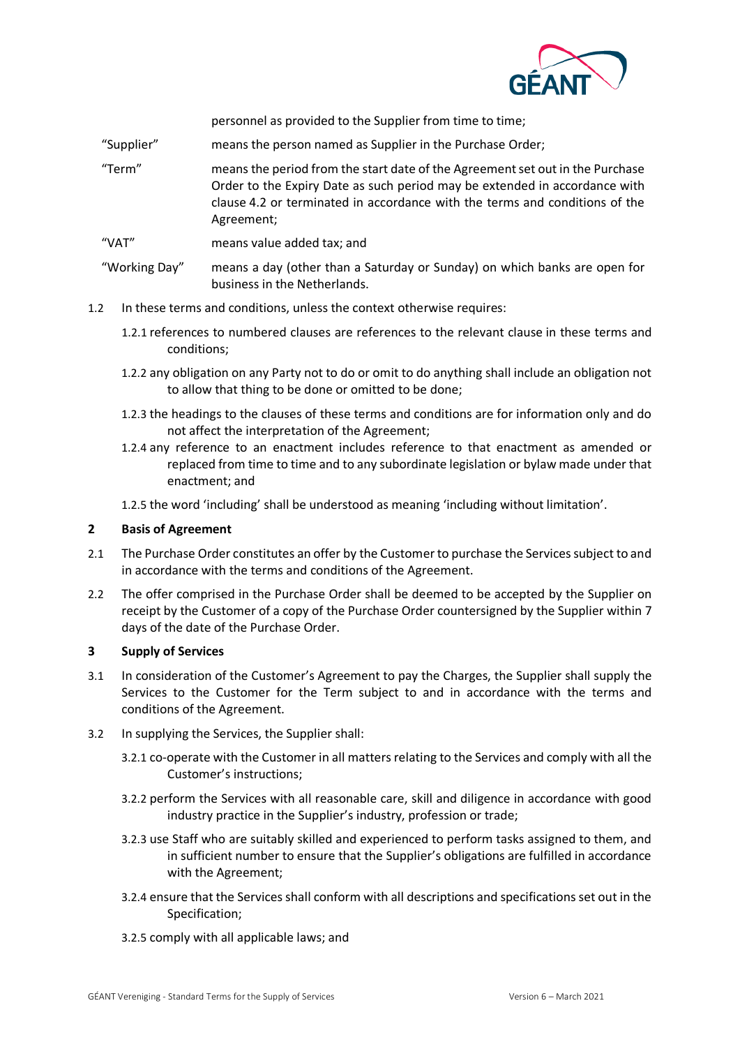personnel as provided to the Supplier from time to time;

| | |
|---|---|
| "Supplier" | means the person named as Supplier in the Purchase Order; |
| "Term" | means the period from the start date of the Agreement set out in the Purchase Order to the Expiry Date as such period may be extended in accordance with clause 4.2 or terminated in accordance with the terms and conditions of the Agreement; |
| "VAT" | means value added tax; and |
| "Working Day" | means a day (other than a Saturday or Sunday) on which banks are open for business in the Netherlands. |

1.2 In these terms and conditions, unless the context otherwise requires:

1.2.1 references to numbered clauses are references to the relevant clause in these terms and conditions;

1.2.2 any obligation on any Party not to do or omit to do anything shall include an obligation not to allow that thing to be done or omitted to be done;

1.2.3 the headings to the clauses of these terms and conditions are for information only and do not affect the interpretation of the Agreement;

1.2.4 any reference to an enactment includes reference to that enactment as amended or replaced from time to time and to any subordinate legislation or bylaw made under that enactment; and

1.2.5 the word 'including' shall be understood as meaning 'including without limitation'.

## 2 Basis of Agreement

2.1 The Purchase Order constitutes an offer by the Customer to purchase the Services subject to and in accordance with the terms and conditions of the Agreement.

2.2 The offer comprised in the Purchase Order shall be deemed to be accepted by the Supplier on receipt by the Customer of a copy of the Purchase Order countersigned by the Supplier within 7 days of the date of the Purchase Order.

## 3 Supply of Services

3.1 In consideration of the Customer's Agreement to pay the Charges, the Supplier shall supply the Services to the Customer for the Term subject to and in accordance with the terms and conditions of the Agreement.

3.2 In supplying the Services, the Supplier shall:

3.2.1 co-operate with the Customer in all matters relating to the Services and comply with all the Customer's instructions;

3.2.2 perform the Services with all reasonable care, skill and diligence in accordance with good industry practice in the Supplier's industry, profession or trade;

3.2.3 use Staff who are suitably skilled and experienced to perform tasks assigned to them, and in sufficient number to ensure that the Supplier's obligations are fulfilled in accordance with the Agreement;

3.2.4 ensure that the Services shall conform with all descriptions and specifications set out in the Specification;

3.2.5 comply with all applicable laws; and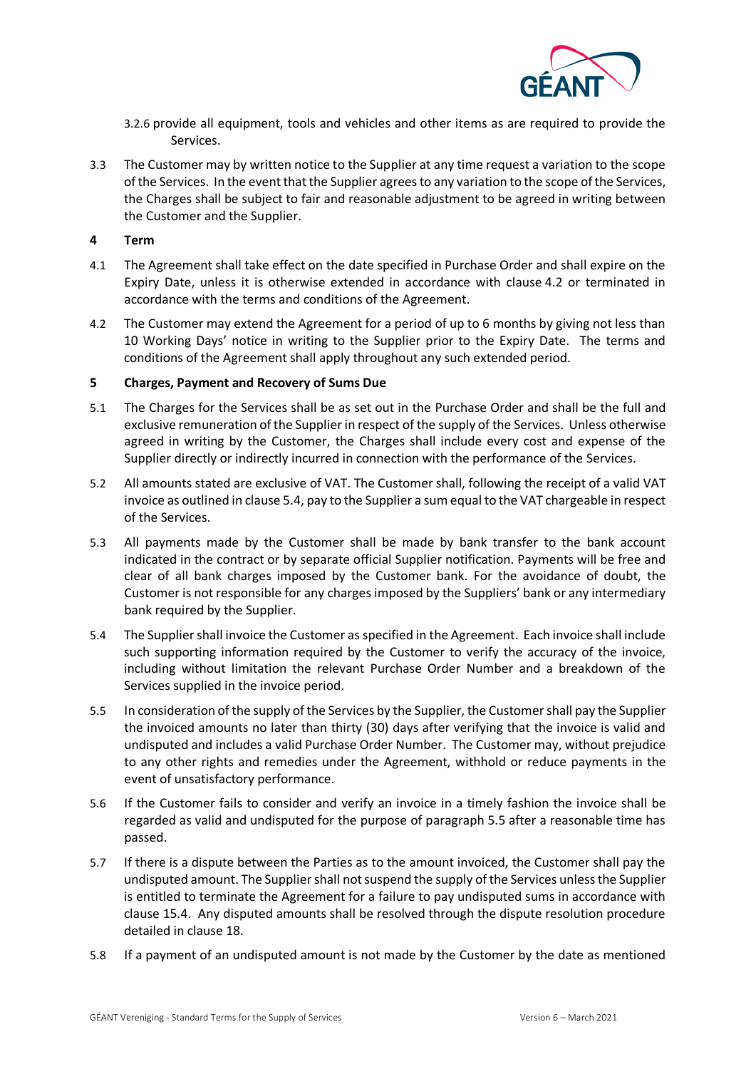3.2.6 provide all equipment, tools and vehicles and other items as are required to provide the Services.

3.3 The Customer may by written notice to the Supplier at any time request a variation to the scope of the Services. In the event that the Supplier agrees to any variation to the scope of the Services, the Charges shall be subject to fair and reasonable adjustment to be agreed in writing between the Customer and the Supplier.

## 4 Term

4.1 The Agreement shall take effect on the date specified in Purchase Order and shall expire on the Expiry Date, unless it is otherwise extended in accordance with clause 4.2 or terminated in accordance with the terms and conditions of the Agreement.

4.2 The Customer may extend the Agreement for a period of up to 6 months by giving not less than 10 Working Days' notice in writing to the Supplier prior to the Expiry Date. The terms and conditions of the Agreement shall apply throughout any such extended period.

## 5 Charges, Payment and Recovery of Sums Due

5.1 The Charges for the Services shall be as set out in the Purchase Order and shall be the full and exclusive remuneration of the Supplier in respect of the supply of the Services. Unless otherwise agreed in writing by the Customer, the Charges shall include every cost and expense of the Supplier directly or indirectly incurred in connection with the performance of the Services.

5.2 All amounts stated are exclusive of VAT. The Customer shall, following the receipt of a valid VAT invoice as outlined in clause 5.4, pay to the Supplier a sum equal to the VAT chargeable in respect of the Services.

5.3 All payments made by the Customer shall be made by bank transfer to the bank account indicated in the contract or by separate official Supplier notification. Payments will be free and clear of all bank charges imposed by the Customer bank. For the avoidance of doubt, the Customer is not responsible for any charges imposed by the Suppliers' bank or any intermediary bank required by the Supplier.

5.4 The Supplier shall invoice the Customer as specified in the Agreement. Each invoice shall include such supporting information required by the Customer to verify the accuracy of the invoice, including without limitation the relevant Purchase Order Number and a breakdown of the Services supplied in the invoice period.

5.5 In consideration of the supply of the Services by the Supplier, the Customer shall pay the Supplier the invoiced amounts no later than thirty (30) days after verifying that the invoice is valid and undisputed and includes a valid Purchase Order Number. The Customer may, without prejudice to any other rights and remedies under the Agreement, withhold or reduce payments in the event of unsatisfactory performance.

5.6 If the Customer fails to consider and verify an invoice in a timely fashion the invoice shall be regarded as valid and undisputed for the purpose of paragraph 5.5 after a reasonable time has passed.

5.7 If there is a dispute between the Parties as to the amount invoiced, the Customer shall pay the undisputed amount. The Supplier shall not suspend the supply of the Services unless the Supplier is entitled to terminate the Agreement for a failure to pay undisputed sums in accordance with clause 15.4. Any disputed amounts shall be resolved through the dispute resolution procedure detailed in clause 18.

5.8 If a payment of an undisputed amount is not made by the Customer by the date as mentioned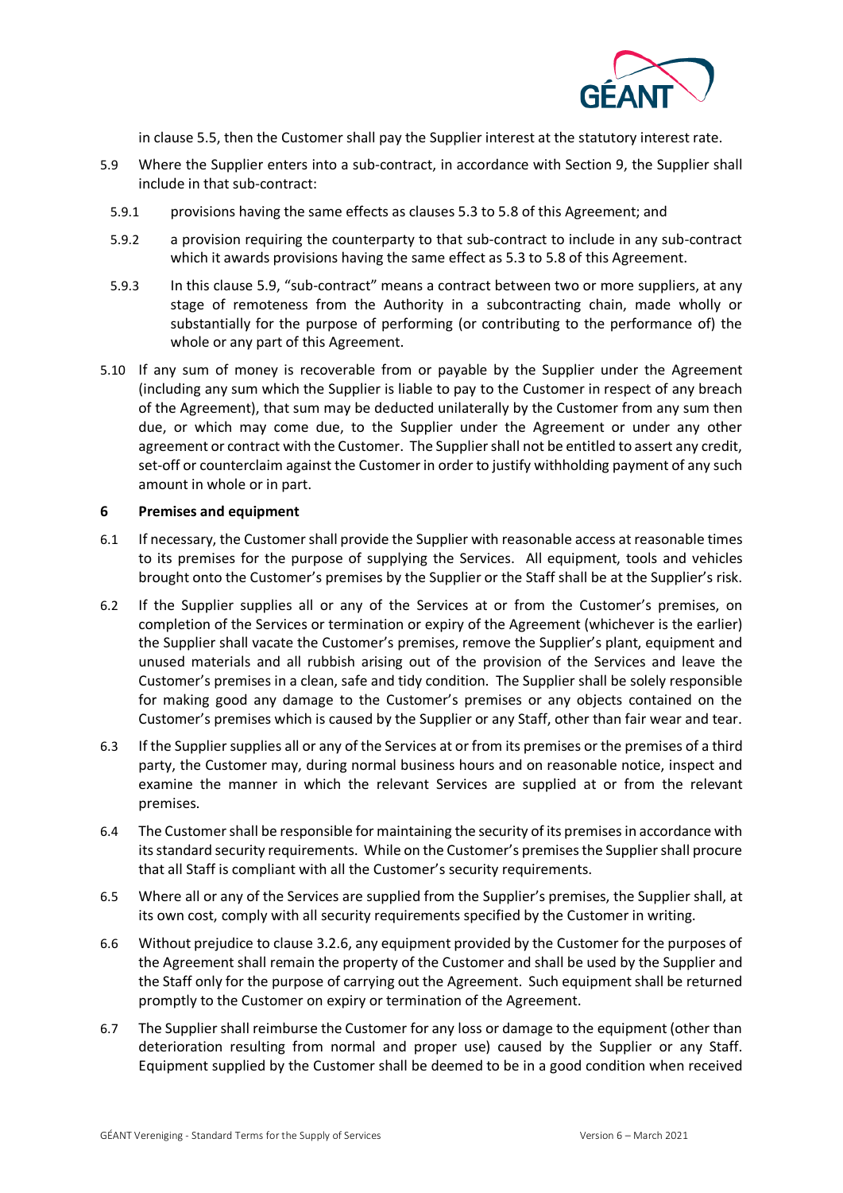in clause 5.5, then the Customer shall pay the Supplier interest at the statutory interest rate.

5.9 Where the Supplier enters into a sub-contract, in accordance with Section 9, the Supplier shall include in that sub-contract:

5.9.1 provisions having the same effects as clauses 5.3 to 5.8 of this Agreement; and

5.9.2 a provision requiring the counterparty to that sub-contract to include in any sub-contract which it awards provisions having the same effect as 5.3 to 5.8 of this Agreement.

5.9.3 In this clause 5.9, "sub-contract" means a contract between two or more suppliers, at any stage of remoteness from the Authority in a subcontracting chain, made wholly or substantially for the purpose of performing (or contributing to the performance of) the whole or any part of this Agreement.

5.10 If any sum of money is recoverable from or payable by the Supplier under the Agreement (including any sum which the Supplier is liable to pay to the Customer in respect of any breach of the Agreement), that sum may be deducted unilaterally by the Customer from any sum then due, or which may come due, to the Supplier under the Agreement or under any other agreement or contract with the Customer. The Supplier shall not be entitled to assert any credit, set-off or counterclaim against the Customer in order to justify withholding payment of any such amount in whole or in part.

## 6 Premises and equipment

6.1 If necessary, the Customer shall provide the Supplier with reasonable access at reasonable times to its premises for the purpose of supplying the Services. All equipment, tools and vehicles brought onto the Customer's premises by the Supplier or the Staff shall be at the Supplier's risk.

6.2 If the Supplier supplies all or any of the Services at or from the Customer's premises, on completion of the Services or termination or expiry of the Agreement (whichever is the earlier) the Supplier shall vacate the Customer's premises, remove the Supplier's plant, equipment and unused materials and all rubbish arising out of the provision of the Services and leave the Customer's premises in a clean, safe and tidy condition. The Supplier shall be solely responsible for making good any damage to the Customer's premises or any objects contained on the Customer's premises which is caused by the Supplier or any Staff, other than fair wear and tear.

6.3 If the Supplier supplies all or any of the Services at or from its premises or the premises of a third party, the Customer may, during normal business hours and on reasonable notice, inspect and examine the manner in which the relevant Services are supplied at or from the relevant premises.

6.4 The Customer shall be responsible for maintaining the security of its premises in accordance with its standard security requirements. While on the Customer's premises the Supplier shall procure that all Staff is compliant with all the Customer's security requirements.

6.5 Where all or any of the Services are supplied from the Supplier's premises, the Supplier shall, at its own cost, comply with all security requirements specified by the Customer in writing.

6.6 Without prejudice to clause 3.2.6, any equipment provided by the Customer for the purposes of the Agreement shall remain the property of the Customer and shall be used by the Supplier and the Staff only for the purpose of carrying out the Agreement. Such equipment shall be returned promptly to the Customer on expiry or termination of the Agreement.

6.7 The Supplier shall reimburse the Customer for any loss or damage to the equipment (other than deterioration resulting from normal and proper use) caused by the Supplier or any Staff. Equipment supplied by the Customer shall be deemed to be in a good condition when received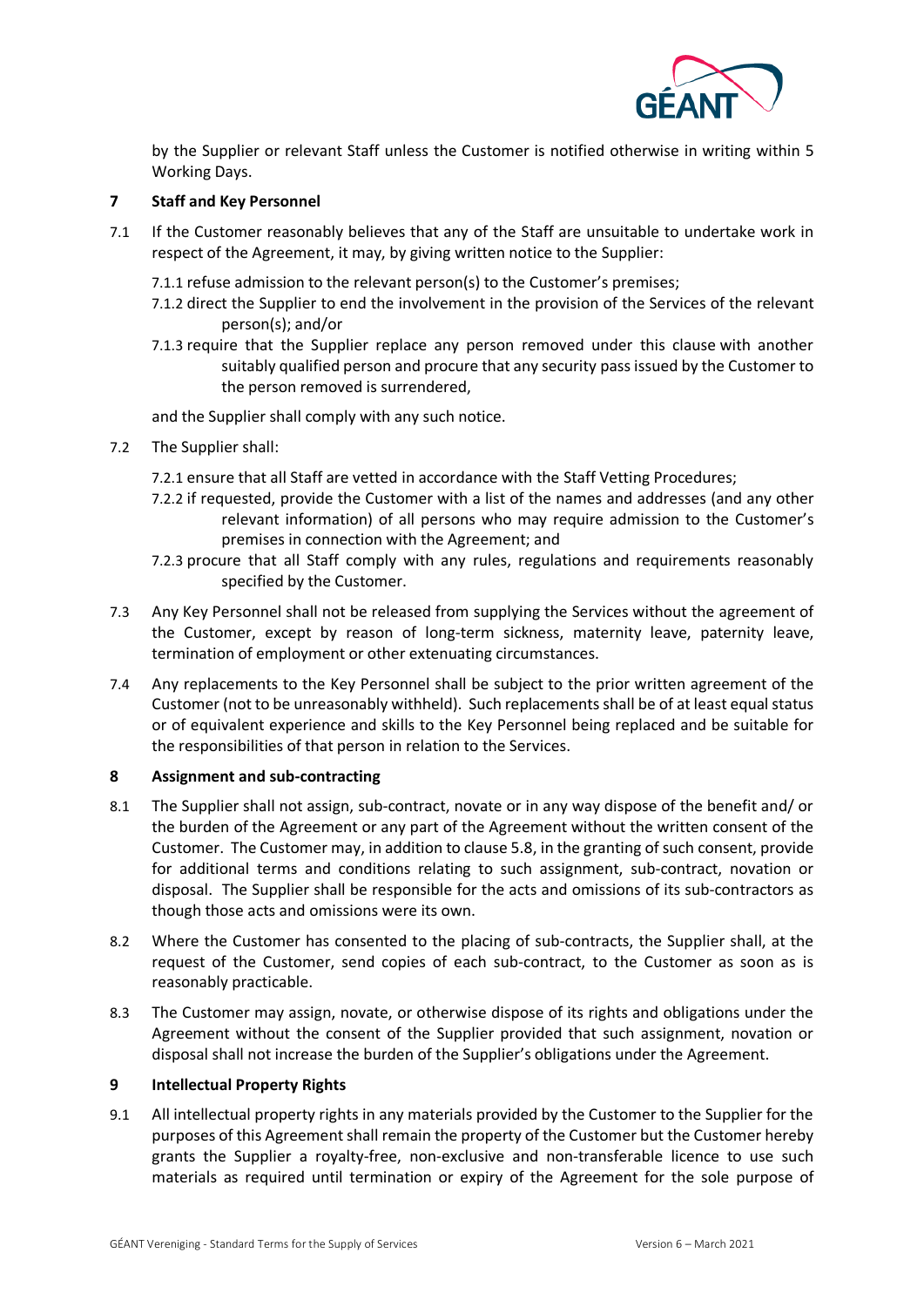by the Supplier or relevant Staff unless the Customer is notified otherwise in writing within 5 Working Days.

## 7 Staff and Key Personnel

7.1 If the Customer reasonably believes that any of the Staff are unsuitable to undertake work in respect of the Agreement, it may, by giving written notice to the Supplier:

7.1.1 refuse admission to the relevant person(s) to the Customer's premises;

7.1.2 direct the Supplier to end the involvement in the provision of the Services of the relevant person(s); and/or

7.1.3 require that the Supplier replace any person removed under this clause with another suitably qualified person and procure that any security pass issued by the Customer to the person removed is surrendered,

and the Supplier shall comply with any such notice.

7.2 The Supplier shall:

7.2.1 ensure that all Staff are vetted in accordance with the Staff Vetting Procedures;

7.2.2 if requested, provide the Customer with a list of the names and addresses (and any other relevant information) of all persons who may require admission to the Customer's premises in connection with the Agreement; and

7.2.3 procure that all Staff comply with any rules, regulations and requirements reasonably specified by the Customer.

7.3 Any Key Personnel shall not be released from supplying the Services without the agreement of the Customer, except by reason of long-term sickness, maternity leave, paternity leave, termination of employment or other extenuating circumstances.

7.4 Any replacements to the Key Personnel shall be subject to the prior written agreement of the Customer (not to be unreasonably withheld). Such replacements shall be of at least equal status or of equivalent experience and skills to the Key Personnel being replaced and be suitable for the responsibilities of that person in relation to the Services.

## 8 Assignment and sub-contracting

8.1 The Supplier shall not assign, sub-contract, novate or in any way dispose of the benefit and/ or the burden of the Agreement or any part of the Agreement without the written consent of the Customer. The Customer may, in addition to clause 5.8, in the granting of such consent, provide for additional terms and conditions relating to such assignment, sub-contract, novation or disposal. The Supplier shall be responsible for the acts and omissions of its sub-contractors as though those acts and omissions were its own.

8.2 Where the Customer has consented to the placing of sub-contracts, the Supplier shall, at the request of the Customer, send copies of each sub-contract, to the Customer as soon as is reasonably practicable.

8.3 The Customer may assign, novate, or otherwise dispose of its rights and obligations under the Agreement without the consent of the Supplier provided that such assignment, novation or disposal shall not increase the burden of the Supplier's obligations under the Agreement.

## 9 Intellectual Property Rights

9.1 All intellectual property rights in any materials provided by the Customer to the Supplier for the purposes of this Agreement shall remain the property of the Customer but the Customer hereby grants the Supplier a royalty-free, non-exclusive and non-transferable licence to use such materials as required until termination or expiry of the Agreement for the sole purpose of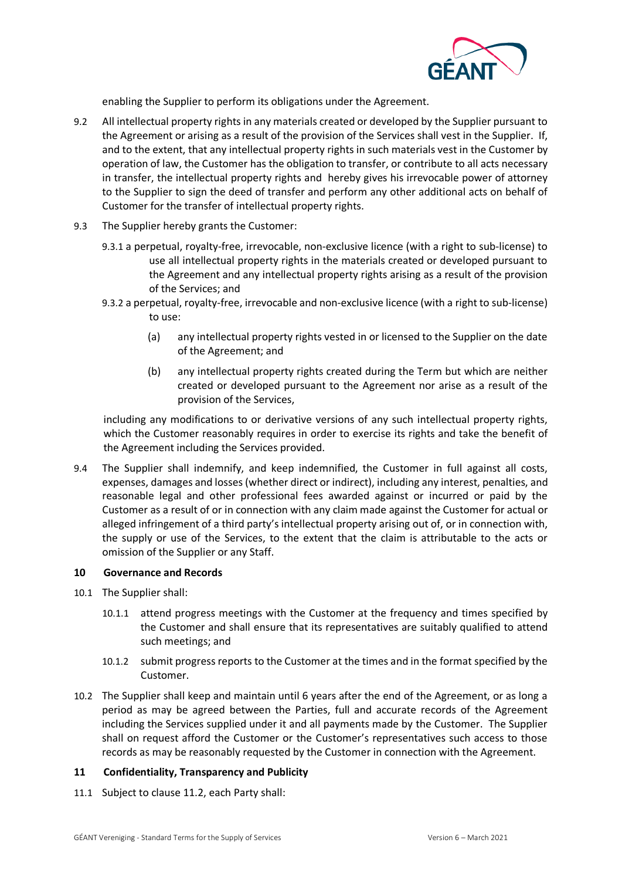enabling the Supplier to perform its obligations under the Agreement.

9.2 All intellectual property rights in any materials created or developed by the Supplier pursuant to the Agreement or arising as a result of the provision of the Services shall vest in the Supplier. If, and to the extent, that any intellectual property rights in such materials vest in the Customer by operation of law, the Customer has the obligation to transfer, or contribute to all acts necessary in transfer, the intellectual property rights and hereby gives his irrevocable power of attorney to the Supplier to sign the deed of transfer and perform any other additional acts on behalf of Customer for the transfer of intellectual property rights.

9.3 The Supplier hereby grants the Customer:

9.3.1 a perpetual, royalty-free, irrevocable, non-exclusive licence (with a right to sub-license) to use all intellectual property rights in the materials created or developed pursuant to the Agreement and any intellectual property rights arising as a result of the provision of the Services; and

9.3.2 a perpetual, royalty-free, irrevocable and non-exclusive licence (with a right to sub-license) to use:

(a) any intellectual property rights vested in or licensed to the Supplier on the date of the Agreement; and

(b) any intellectual property rights created during the Term but which are neither created or developed pursuant to the Agreement nor arise as a result of the provision of the Services,

including any modifications to or derivative versions of any such intellectual property rights, which the Customer reasonably requires in order to exercise its rights and take the benefit of the Agreement including the Services provided.

9.4 The Supplier shall indemnify, and keep indemnified, the Customer in full against all costs, expenses, damages and losses (whether direct or indirect), including any interest, penalties, and reasonable legal and other professional fees awarded against or incurred or paid by the Customer as a result of or in connection with any claim made against the Customer for actual or alleged infringement of a third party's intellectual property arising out of, or in connection with, the supply or use of the Services, to the extent that the claim is attributable to the acts or omission of the Supplier or any Staff.

## 10 Governance and Records

10.1 The Supplier shall:

10.1.1 attend progress meetings with the Customer at the frequency and times specified by the Customer and shall ensure that its representatives are suitably qualified to attend such meetings; and

10.1.2 submit progress reports to the Customer at the times and in the format specified by the Customer.

10.2 The Supplier shall keep and maintain until 6 years after the end of the Agreement, or as long a period as may be agreed between the Parties, full and accurate records of the Agreement including the Services supplied under it and all payments made by the Customer. The Supplier shall on request afford the Customer or the Customer's representatives such access to those records as may be reasonably requested by the Customer in connection with the Agreement.

## 11 Confidentiality, Transparency and Publicity

11.1 Subject to clause 11.2, each Party shall: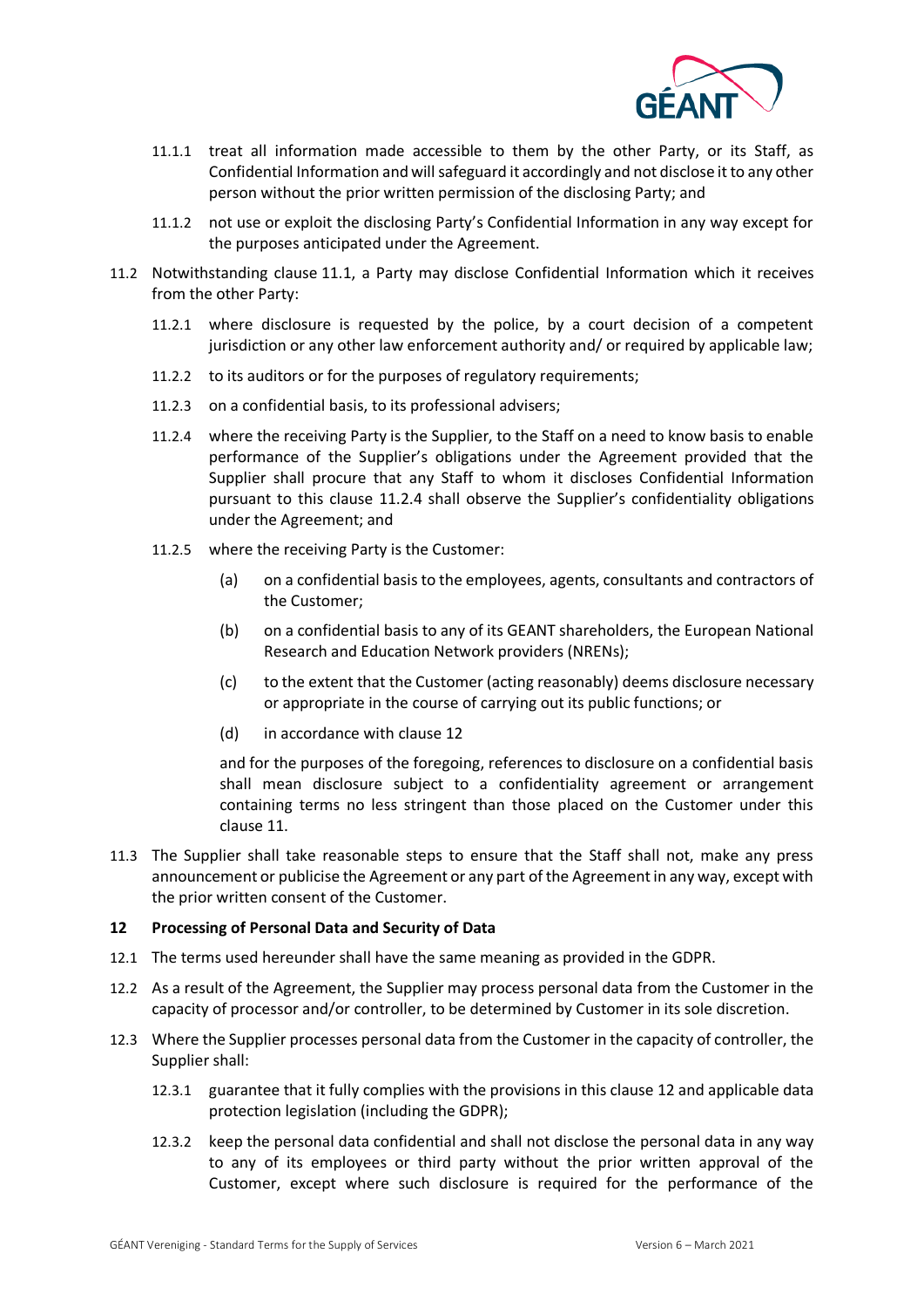11.1.1 treat all information made accessible to them by the other Party, or its Staff, as Confidential Information and will safeguard it accordingly and not disclose it to any other person without the prior written permission of the disclosing Party; and

11.1.2 not use or exploit the disclosing Party's Confidential Information in any way except for the purposes anticipated under the Agreement.

11.2 Notwithstanding clause 11.1, a Party may disclose Confidential Information which it receives from the other Party:

11.2.1 where disclosure is requested by the police, by a court decision of a competent jurisdiction or any other law enforcement authority and/ or required by applicable law;

11.2.2 to its auditors or for the purposes of regulatory requirements;

11.2.3 on a confidential basis, to its professional advisers;

11.2.4 where the receiving Party is the Supplier, to the Staff on a need to know basis to enable performance of the Supplier's obligations under the Agreement provided that the Supplier shall procure that any Staff to whom it discloses Confidential Information pursuant to this clause 11.2.4 shall observe the Supplier's confidentiality obligations under the Agreement; and

11.2.5 where the receiving Party is the Customer:

(a) on a confidential basis to the employees, agents, consultants and contractors of the Customer;

(b) on a confidential basis to any of its GEANT shareholders, the European National Research and Education Network providers (NRENs);

(c) to the extent that the Customer (acting reasonably) deems disclosure necessary or appropriate in the course of carrying out its public functions; or

(d) in accordance with clause 12

and for the purposes of the foregoing, references to disclosure on a confidential basis shall mean disclosure subject to a confidentiality agreement or arrangement containing terms no less stringent than those placed on the Customer under this clause 11.

11.3 The Supplier shall take reasonable steps to ensure that the Staff shall not, make any press announcement or publicise the Agreement or any part of the Agreement in any way, except with the prior written consent of the Customer.

## 12 Processing of Personal Data and Security of Data

12.1 The terms used hereunder shall have the same meaning as provided in the GDPR.

12.2 As a result of the Agreement, the Supplier may process personal data from the Customer in the capacity of processor and/or controller, to be determined by Customer in its sole discretion.

12.3 Where the Supplier processes personal data from the Customer in the capacity of controller, the Supplier shall:

12.3.1 guarantee that it fully complies with the provisions in this clause 12 and applicable data protection legislation (including the GDPR);

12.3.2 keep the personal data confidential and shall not disclose the personal data in any way to any of its employees or third party without the prior written approval of the Customer, except where such disclosure is required for the performance of the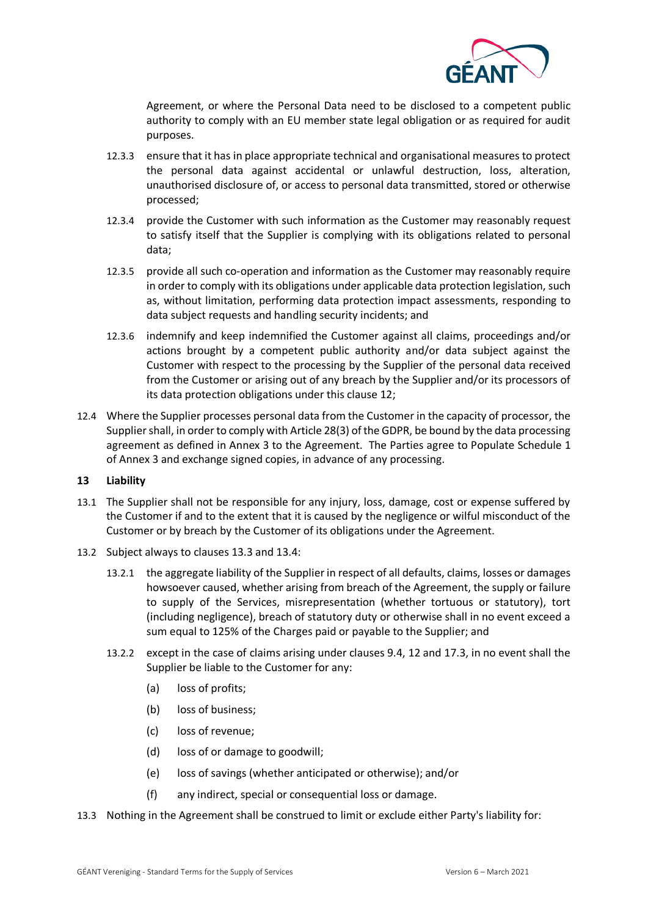Agreement, or where the Personal Data need to be disclosed to a competent public authority to comply with an EU member state legal obligation or as required for audit purposes.

12.3.3 ensure that it has in place appropriate technical and organisational measures to protect the personal data against accidental or unlawful destruction, loss, alteration, unauthorised disclosure of, or access to personal data transmitted, stored or otherwise processed;

12.3.4 provide the Customer with such information as the Customer may reasonably request to satisfy itself that the Supplier is complying with its obligations related to personal data;

12.3.5 provide all such co-operation and information as the Customer may reasonably require in order to comply with its obligations under applicable data protection legislation, such as, without limitation, performing data protection impact assessments, responding to data subject requests and handling security incidents; and

12.3.6 indemnify and keep indemnified the Customer against all claims, proceedings and/or actions brought by a competent public authority and/or data subject against the Customer with respect to the processing by the Supplier of the personal data received from the Customer or arising out of any breach by the Supplier and/or its processors of its data protection obligations under this clause 12;

12.4 Where the Supplier processes personal data from the Customer in the capacity of processor, the Supplier shall, in order to comply with Article 28(3) of the GDPR, be bound by the data processing agreement as defined in Annex 3 to the Agreement. The Parties agree to Populate Schedule 1 of Annex 3 and exchange signed copies, in advance of any processing.

## 13 Liability

13.1 The Supplier shall not be responsible for any injury, loss, damage, cost or expense suffered by the Customer if and to the extent that it is caused by the negligence or wilful misconduct of the Customer or by breach by the Customer of its obligations under the Agreement.

13.2 Subject always to clauses 13.3 and 13.4:

13.2.1 the aggregate liability of the Supplier in respect of all defaults, claims, losses or damages howsoever caused, whether arising from breach of the Agreement, the supply or failure to supply of the Services, misrepresentation (whether tortuous or statutory), tort (including negligence), breach of statutory duty or otherwise shall in no event exceed a sum equal to 125% of the Charges paid or payable to the Supplier; and

13.2.2 except in the case of claims arising under clauses 9.4, 12 and 17.3, in no event shall the Supplier be liable to the Customer for any:

(a) loss of profits;

(b) loss of business;

(c) loss of revenue;

(d) loss of or damage to goodwill;

(e) loss of savings (whether anticipated or otherwise); and/or

(f) any indirect, special or consequential loss or damage.

13.3 Nothing in the Agreement shall be construed to limit or exclude either Party's liability for: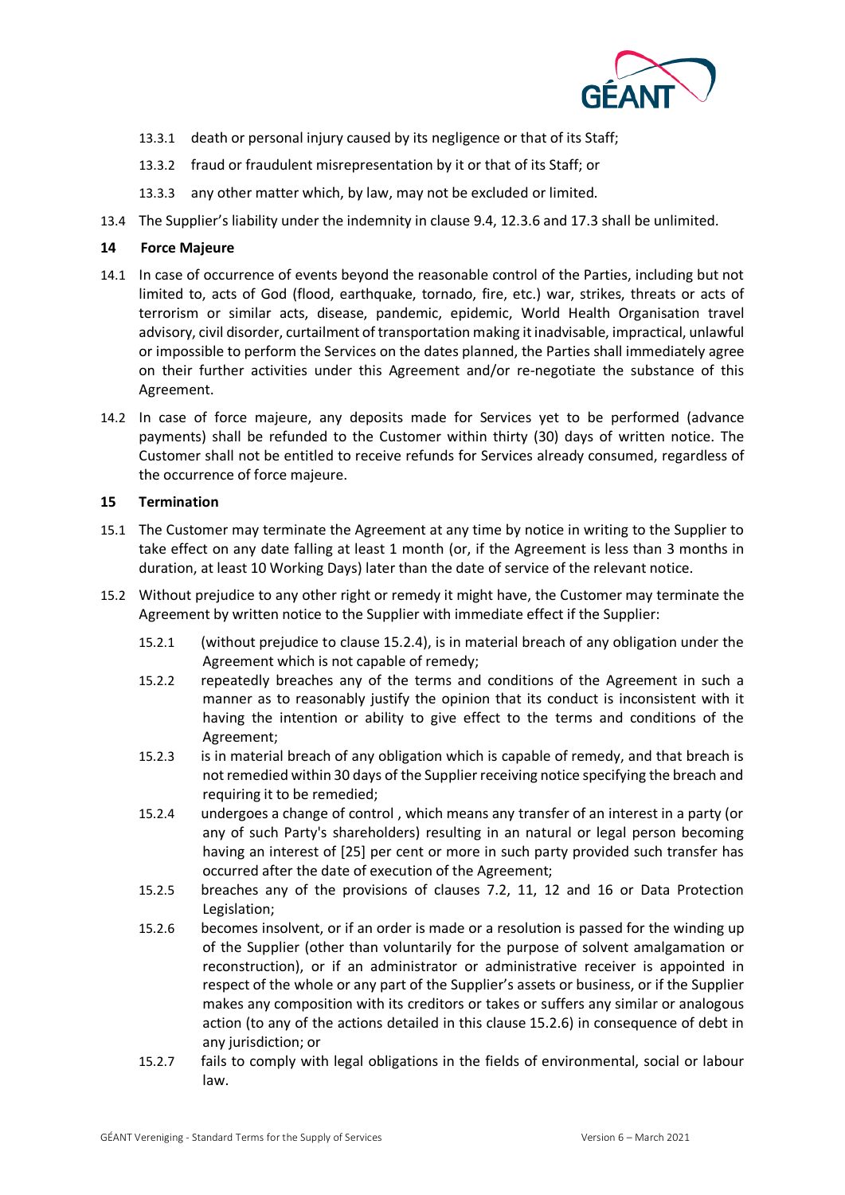13.3.1 death or personal injury caused by its negligence or that of its Staff;

13.3.2 fraud or fraudulent misrepresentation by it or that of its Staff; or

13.3.3 any other matter which, by law, may not be excluded or limited.

13.4 The Supplier's liability under the indemnity in clause 9.4, 12.3.6 and 17.3 shall be unlimited.

## 14 Force Majeure

14.1 In case of occurrence of events beyond the reasonable control of the Parties, including but not limited to, acts of God (flood, earthquake, tornado, fire, etc.) war, strikes, threats or acts of terrorism or similar acts, disease, pandemic, epidemic, World Health Organisation travel advisory, civil disorder, curtailment of transportation making it inadvisable, impractical, unlawful or impossible to perform the Services on the dates planned, the Parties shall immediately agree on their further activities under this Agreement and/or re-negotiate the substance of this Agreement.

14.2 In case of force majeure, any deposits made for Services yet to be performed (advance payments) shall be refunded to the Customer within thirty (30) days of written notice. The Customer shall not be entitled to receive refunds for Services already consumed, regardless of the occurrence of force majeure.

## 15 Termination

15.1 The Customer may terminate the Agreement at any time by notice in writing to the Supplier to take effect on any date falling at least 1 month (or, if the Agreement is less than 3 months in duration, at least 10 Working Days) later than the date of service of the relevant notice.

15.2 Without prejudice to any other right or remedy it might have, the Customer may terminate the Agreement by written notice to the Supplier with immediate effect if the Supplier:

15.2.1 (without prejudice to clause 15.2.4), is in material breach of any obligation under the Agreement which is not capable of remedy;

15.2.2 repeatedly breaches any of the terms and conditions of the Agreement in such a manner as to reasonably justify the opinion that its conduct is inconsistent with it having the intention or ability to give effect to the terms and conditions of the Agreement;

15.2.3 is in material breach of any obligation which is capable of remedy, and that breach is not remedied within 30 days of the Supplier receiving notice specifying the breach and requiring it to be remedied;

15.2.4 undergoes a change of control , which means any transfer of an interest in a party (or any of such Party's shareholders) resulting in an natural or legal person becoming having an interest of [25] per cent or more in such party provided such transfer has occurred after the date of execution of the Agreement;

15.2.5 breaches any of the provisions of clauses 7.2, 11, 12 and 16 or Data Protection Legislation;

15.2.6 becomes insolvent, or if an order is made or a resolution is passed for the winding up of the Supplier (other than voluntarily for the purpose of solvent amalgamation or reconstruction), or if an administrator or administrative receiver is appointed in respect of the whole or any part of the Supplier's assets or business, or if the Supplier makes any composition with its creditors or takes or suffers any similar or analogous action (to any of the actions detailed in this clause 15.2.6) in consequence of debt in any jurisdiction; or

15.2.7 fails to comply with legal obligations in the fields of environmental, social or labour law.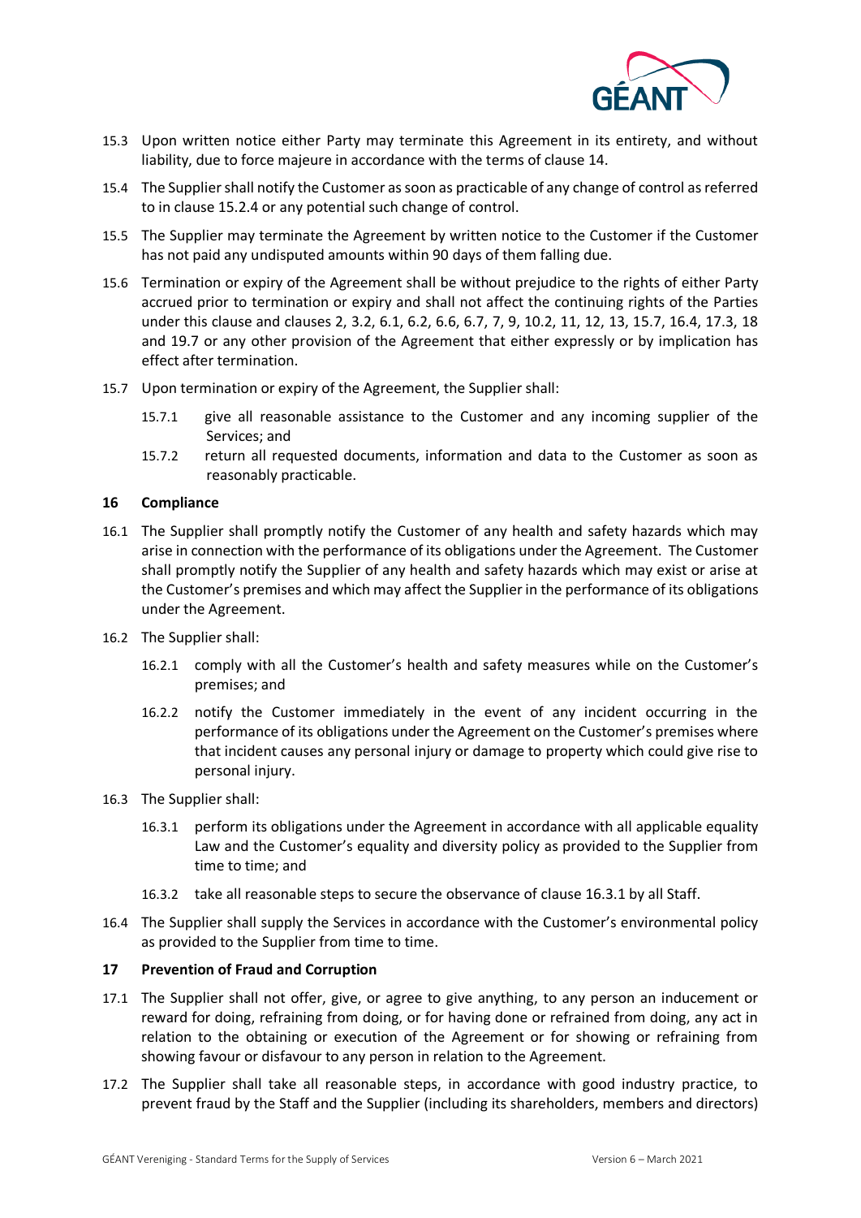15.3 Upon written notice either Party may terminate this Agreement in its entirety, and without liability, due to force majeure in accordance with the terms of clause 14.

15.4 The Supplier shall notify the Customer as soon as practicable of any change of control as referred to in clause 15.2.4 or any potential such change of control.

15.5 The Supplier may terminate the Agreement by written notice to the Customer if the Customer has not paid any undisputed amounts within 90 days of them falling due.

15.6 Termination or expiry of the Agreement shall be without prejudice to the rights of either Party accrued prior to termination or expiry and shall not affect the continuing rights of the Parties under this clause and clauses 2, 3.2, 6.1, 6.2, 6.6, 6.7, 7, 9, 10.2, 11, 12, 13, 15.7, 16.4, 17.3, 18 and 19.7 or any other provision of the Agreement that either expressly or by implication has effect after termination.

15.7 Upon termination or expiry of the Agreement, the Supplier shall:

15.7.1 give all reasonable assistance to the Customer and any incoming supplier of the Services; and

15.7.2 return all requested documents, information and data to the Customer as soon as reasonably practicable.

## 16 Compliance

16.1 The Supplier shall promptly notify the Customer of any health and safety hazards which may arise in connection with the performance of its obligations under the Agreement. The Customer shall promptly notify the Supplier of any health and safety hazards which may exist or arise at the Customer's premises and which may affect the Supplier in the performance of its obligations under the Agreement.

16.2 The Supplier shall:

16.2.1 comply with all the Customer's health and safety measures while on the Customer's premises; and

16.2.2 notify the Customer immediately in the event of any incident occurring in the performance of its obligations under the Agreement on the Customer's premises where that incident causes any personal injury or damage to property which could give rise to personal injury.

16.3 The Supplier shall:

16.3.1 perform its obligations under the Agreement in accordance with all applicable equality Law and the Customer's equality and diversity policy as provided to the Supplier from time to time; and

16.3.2 take all reasonable steps to secure the observance of clause 16.3.1 by all Staff.

16.4 The Supplier shall supply the Services in accordance with the Customer's environmental policy as provided to the Supplier from time to time.

## 17 Prevention of Fraud and Corruption

17.1 The Supplier shall not offer, give, or agree to give anything, to any person an inducement or reward for doing, refraining from doing, or for having done or refrained from doing, any act in relation to the obtaining or execution of the Agreement or for showing or refraining from showing favour or disfavour to any person in relation to the Agreement.

17.2 The Supplier shall take all reasonable steps, in accordance with good industry practice, to prevent fraud by the Staff and the Supplier (including its shareholders, members and directors)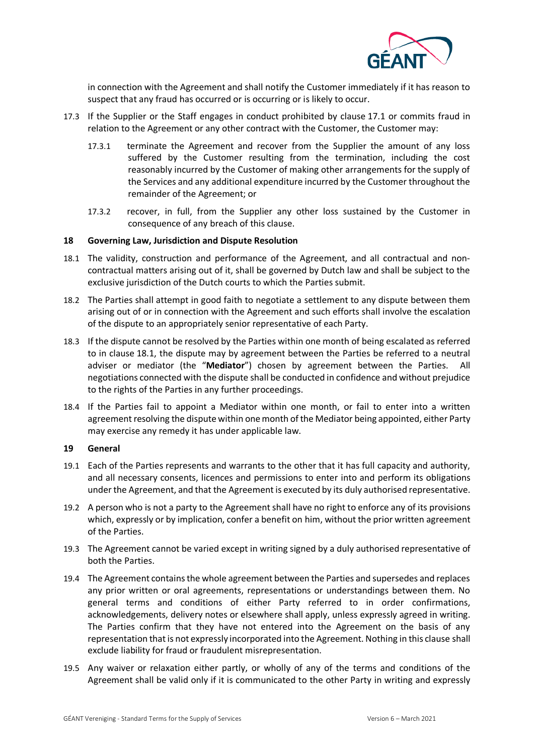in connection with the Agreement and shall notify the Customer immediately if it has reason to suspect that any fraud has occurred or is occurring or is likely to occur.

17.3 If the Supplier or the Staff engages in conduct prohibited by clause 17.1 or commits fraud in relation to the Agreement or any other contract with the Customer, the Customer may:

17.3.1 terminate the Agreement and recover from the Supplier the amount of any loss suffered by the Customer resulting from the termination, including the cost reasonably incurred by the Customer of making other arrangements for the supply of the Services and any additional expenditure incurred by the Customer throughout the remainder of the Agreement; or

17.3.2 recover, in full, from the Supplier any other loss sustained by the Customer in consequence of any breach of this clause.

## 18 Governing Law, Jurisdiction and Dispute Resolution

18.1 The validity, construction and performance of the Agreement, and all contractual and non-contractual matters arising out of it, shall be governed by Dutch law and shall be subject to the exclusive jurisdiction of the Dutch courts to which the Parties submit.

18.2 The Parties shall attempt in good faith to negotiate a settlement to any dispute between them arising out of or in connection with the Agreement and such efforts shall involve the escalation of the dispute to an appropriately senior representative of each Party.

18.3 If the dispute cannot be resolved by the Parties within one month of being escalated as referred to in clause 18.1, the dispute may by agreement between the Parties be referred to a neutral adviser or mediator (the "**Mediator**") chosen by agreement between the Parties. All negotiations connected with the dispute shall be conducted in confidence and without prejudice to the rights of the Parties in any further proceedings.

18.4 If the Parties fail to appoint a Mediator within one month, or fail to enter into a written agreement resolving the dispute within one month of the Mediator being appointed, either Party may exercise any remedy it has under applicable law.

## 19 General

19.1 Each of the Parties represents and warrants to the other that it has full capacity and authority, and all necessary consents, licences and permissions to enter into and perform its obligations under the Agreement, and that the Agreement is executed by its duly authorised representative.

19.2 A person who is not a party to the Agreement shall have no right to enforce any of its provisions which, expressly or by implication, confer a benefit on him, without the prior written agreement of the Parties.

19.3 The Agreement cannot be varied except in writing signed by a duly authorised representative of both the Parties.

19.4 The Agreement contains the whole agreement between the Parties and supersedes and replaces any prior written or oral agreements, representations or understandings between them. No general terms and conditions of either Party referred to in order confirmations, acknowledgements, delivery notes or elsewhere shall apply, unless expressly agreed in writing. The Parties confirm that they have not entered into the Agreement on the basis of any representation that is not expressly incorporated into the Agreement. Nothing in this clause shall exclude liability for fraud or fraudulent misrepresentation.

19.5 Any waiver or relaxation either partly, or wholly of any of the terms and conditions of the Agreement shall be valid only if it is communicated to the other Party in writing and expressly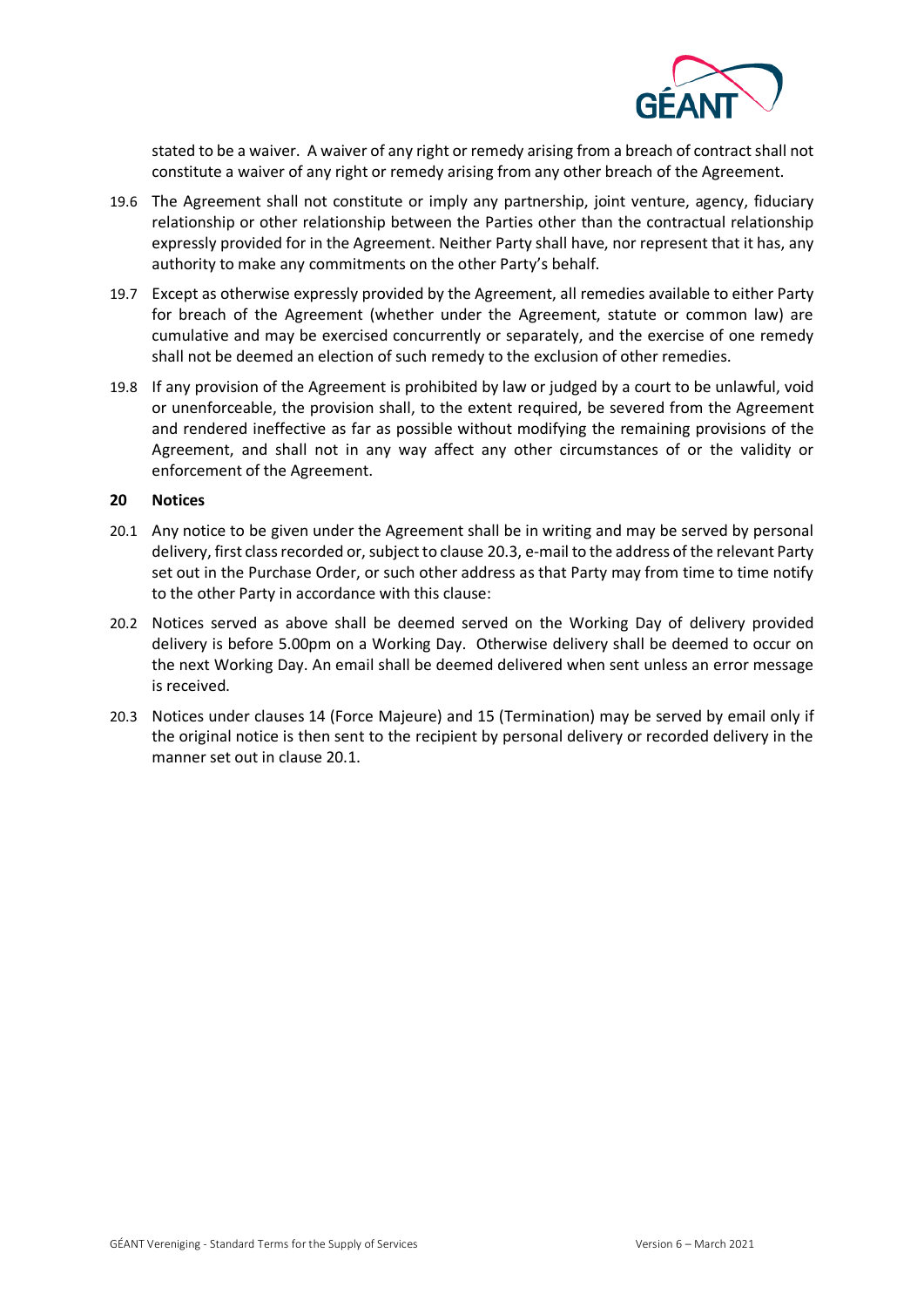stated to be a waiver. A waiver of any right or remedy arising from a breach of contract shall not constitute a waiver of any right or remedy arising from any other breach of the Agreement.

19.6 The Agreement shall not constitute or imply any partnership, joint venture, agency, fiduciary relationship or other relationship between the Parties other than the contractual relationship expressly provided for in the Agreement. Neither Party shall have, nor represent that it has, any authority to make any commitments on the other Party's behalf.

19.7 Except as otherwise expressly provided by the Agreement, all remedies available to either Party for breach of the Agreement (whether under the Agreement, statute or common law) are cumulative and may be exercised concurrently or separately, and the exercise of one remedy shall not be deemed an election of such remedy to the exclusion of other remedies.

19.8 If any provision of the Agreement is prohibited by law or judged by a court to be unlawful, void or unenforceable, the provision shall, to the extent required, be severed from the Agreement and rendered ineffective as far as possible without modifying the remaining provisions of the Agreement, and shall not in any way affect any other circumstances of or the validity or enforcement of the Agreement.

## 20 Notices

20.1 Any notice to be given under the Agreement shall be in writing and may be served by personal delivery, first class recorded or, subject to clause 20.3, e-mail to the address of the relevant Party set out in the Purchase Order, or such other address as that Party may from time to time notify to the other Party in accordance with this clause:

20.2 Notices served as above shall be deemed served on the Working Day of delivery provided delivery is before 5.00pm on a Working Day. Otherwise delivery shall be deemed to occur on the next Working Day. An email shall be deemed delivered when sent unless an error message is received.

20.3 Notices under clauses 14 (Force Majeure) and 15 (Termination) may be served by email only if the original notice is then sent to the recipient by personal delivery or recorded delivery in the manner set out in clause 20.1.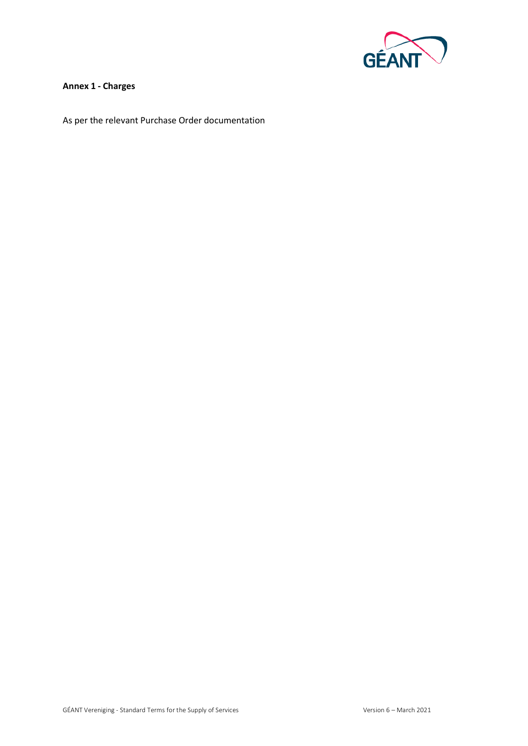**Annex 1 - Charges**

As per the relevant Purchase Order documentation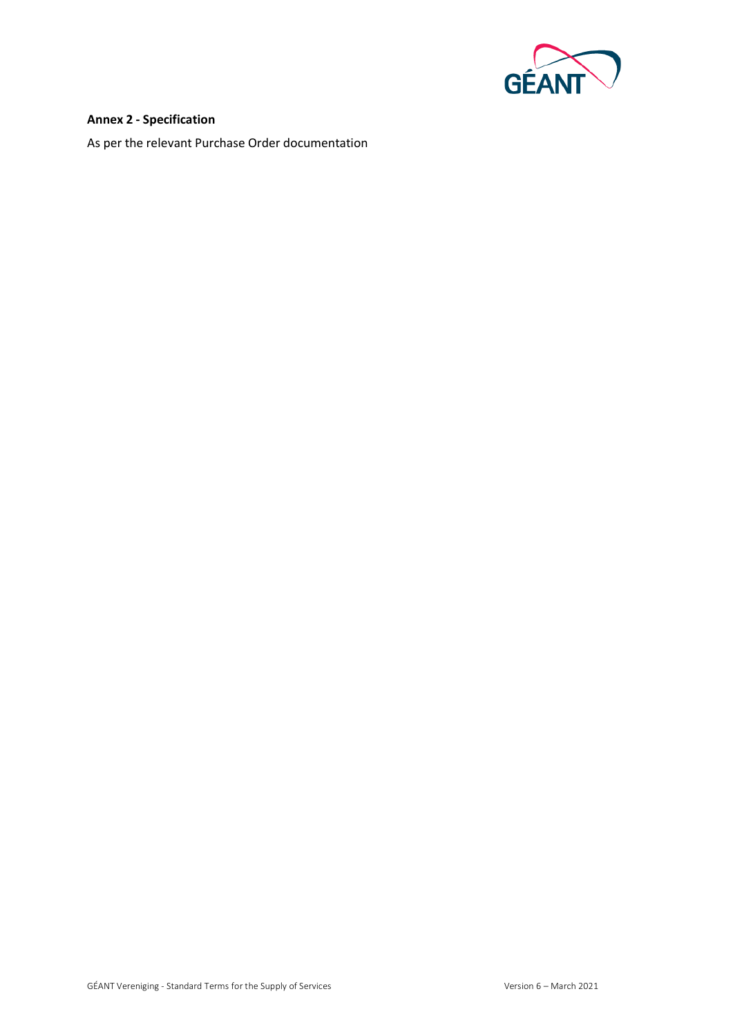**Annex 2 - Specification**

As per the relevant Purchase Order documentation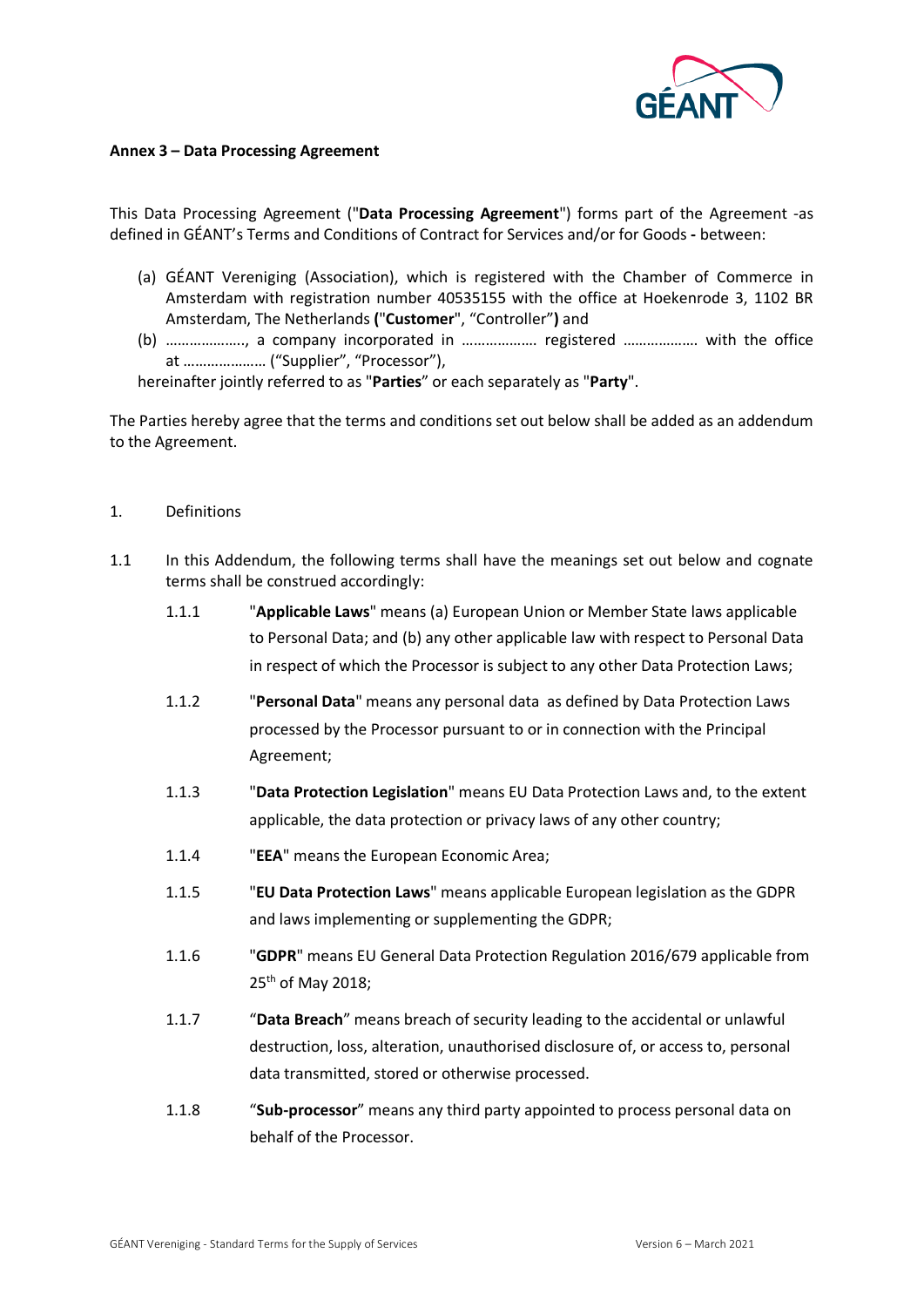**Annex 3 – Data Processing Agreement**

This Data Processing Agreement ("**Data Processing Agreement**") forms part of the Agreement -as defined in GÉANT's Terms and Conditions of Contract for Services and/or for Goods **-** between:

(a) GÉANT Vereniging (Association), which is registered with the Chamber of Commerce in Amsterdam with registration number 40535155 with the office at Hoekenrode 3, 1102 BR Amsterdam, The Netherlands **(**"**Customer**", "Controller"**)** and

(b) ……………….., a company incorporated in ……………… registered ……………… with the office at ………………… ("Supplier", "Processor"),

hereinafter jointly referred to as "**Parties**" or each separately as "**Party**".

The Parties hereby agree that the terms and conditions set out below shall be added as an addendum to the Agreement.

1. Definitions

1.1 In this Addendum, the following terms shall have the meanings set out below and cognate terms shall be construed accordingly:

1.1.1 "**Applicable Laws**" means (a) European Union or Member State laws applicable to Personal Data; and (b) any other applicable law with respect to Personal Data in respect of which the Processor is subject to any other Data Protection Laws;

1.1.2 "**Personal Data**" means any personal data as defined by Data Protection Laws processed by the Processor pursuant to or in connection with the Principal Agreement;

1.1.3 "**Data Protection Legislation**" means EU Data Protection Laws and, to the extent applicable, the data protection or privacy laws of any other country;

1.1.4 "**EEA**" means the European Economic Area;

1.1.5 "**EU Data Protection Laws**" means applicable European legislation as the GDPR and laws implementing or supplementing the GDPR;

1.1.6 "**GDPR**" means EU General Data Protection Regulation 2016/679 applicable from 25th of May 2018;

1.1.7 "**Data Breach**" means breach of security leading to the accidental or unlawful destruction, loss, alteration, unauthorised disclosure of, or access to, personal data transmitted, stored or otherwise processed.

1.1.8 "**Sub-processor**" means any third party appointed to process personal data on behalf of the Processor.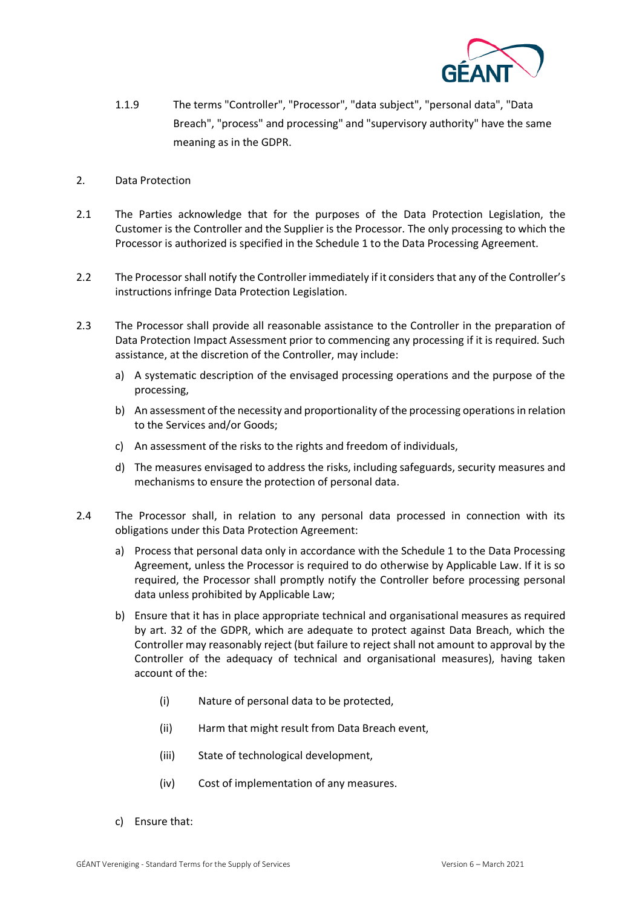1.1.9 The terms "Controller", "Processor", "data subject", "personal data", "Data Breach", "process" and processing" and "supervisory authority" have the same meaning as in the GDPR.

2. Data Protection

2.1 The Parties acknowledge that for the purposes of the Data Protection Legislation, the Customer is the Controller and the Supplier is the Processor. The only processing to which the Processor is authorized is specified in the Schedule 1 to the Data Processing Agreement.

2.2 The Processor shall notify the Controller immediately if it considers that any of the Controller's instructions infringe Data Protection Legislation.

2.3 The Processor shall provide all reasonable assistance to the Controller in the preparation of Data Protection Impact Assessment prior to commencing any processing if it is required. Such assistance, at the discretion of the Controller, may include:

a) A systematic description of the envisaged processing operations and the purpose of the processing,

b) An assessment of the necessity and proportionality of the processing operations in relation to the Services and/or Goods;

c) An assessment of the risks to the rights and freedom of individuals,

d) The measures envisaged to address the risks, including safeguards, security measures and mechanisms to ensure the protection of personal data.

2.4 The Processor shall, in relation to any personal data processed in connection with its obligations under this Data Protection Agreement:

a) Process that personal data only in accordance with the Schedule 1 to the Data Processing Agreement, unless the Processor is required to do otherwise by Applicable Law. If it is so required, the Processor shall promptly notify the Controller before processing personal data unless prohibited by Applicable Law;

b) Ensure that it has in place appropriate technical and organisational measures as required by art. 32 of the GDPR, which are adequate to protect against Data Breach, which the Controller may reasonably reject (but failure to reject shall not amount to approval by the Controller of the adequacy of technical and organisational measures), having taken account of the:

(i) Nature of personal data to be protected,

(ii) Harm that might result from Data Breach event,

(iii) State of technological development,

(iv) Cost of implementation of any measures.

c) Ensure that: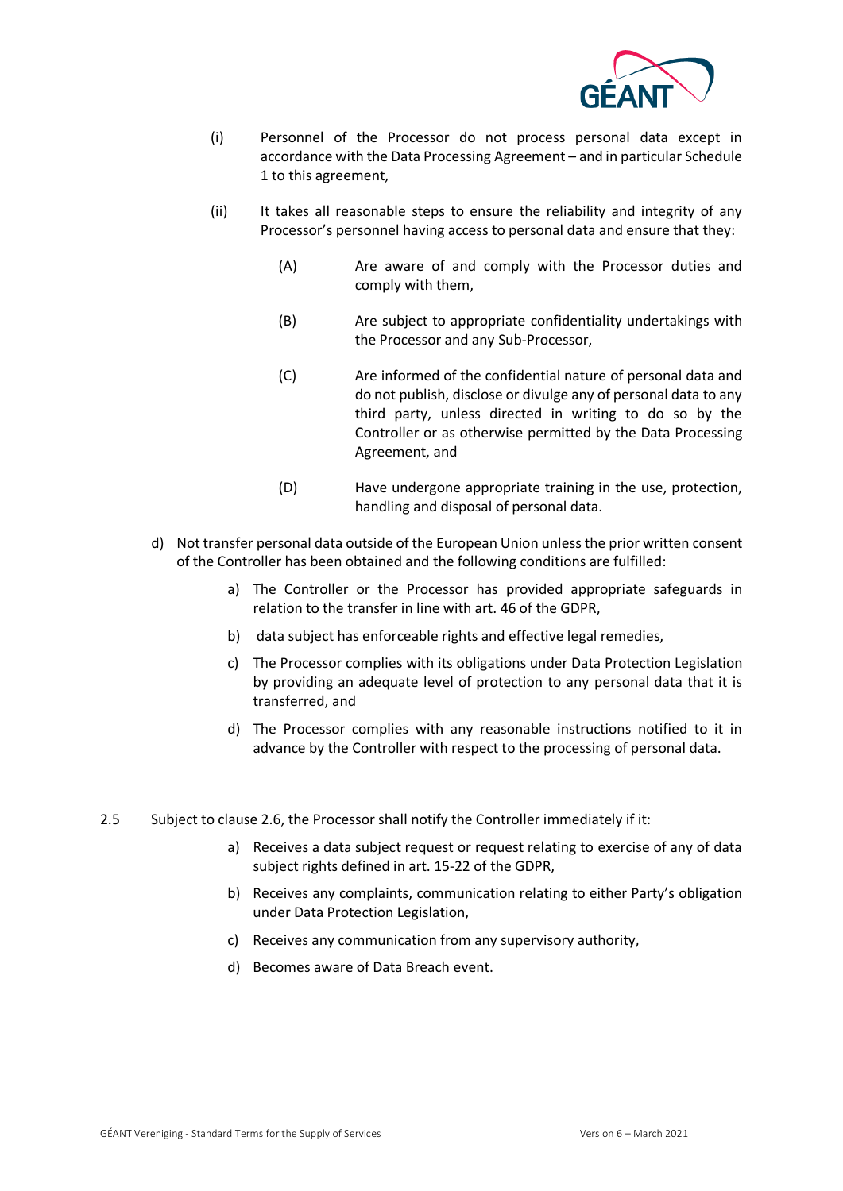(i) Personnel of the Processor do not process personal data except in accordance with the Data Processing Agreement – and in particular Schedule 1 to this agreement,

(ii) It takes all reasonable steps to ensure the reliability and integrity of any Processor's personnel having access to personal data and ensure that they:

 (A) Are aware of and comply with the Processor duties and comply with them,

 (B) Are subject to appropriate confidentiality undertakings with the Processor and any Sub-Processor,

 (C) Are informed of the confidential nature of personal data and do not publish, disclose or divulge any of personal data to any third party, unless directed in writing to do so by the Controller or as otherwise permitted by the Data Processing Agreement, and

 (D) Have undergone appropriate training in the use, protection, handling and disposal of personal data.

d) Not transfer personal data outside of the European Union unless the prior written consent of the Controller has been obtained and the following conditions are fulfilled:

 a) The Controller or the Processor has provided appropriate safeguards in relation to the transfer in line with art. 46 of the GDPR,

 b) data subject has enforceable rights and effective legal remedies,

 c) The Processor complies with its obligations under Data Protection Legislation by providing an adequate level of protection to any personal data that it is transferred, and

 d) The Processor complies with any reasonable instructions notified to it in advance by the Controller with respect to the processing of personal data.

2.5 Subject to clause 2.6, the Processor shall notify the Controller immediately if it:

 a) Receives a data subject request or request relating to exercise of any of data subject rights defined in art. 15-22 of the GDPR,

 b) Receives any complaints, communication relating to either Party's obligation under Data Protection Legislation,

 c) Receives any communication from any supervisory authority,

 d) Becomes aware of Data Breach event.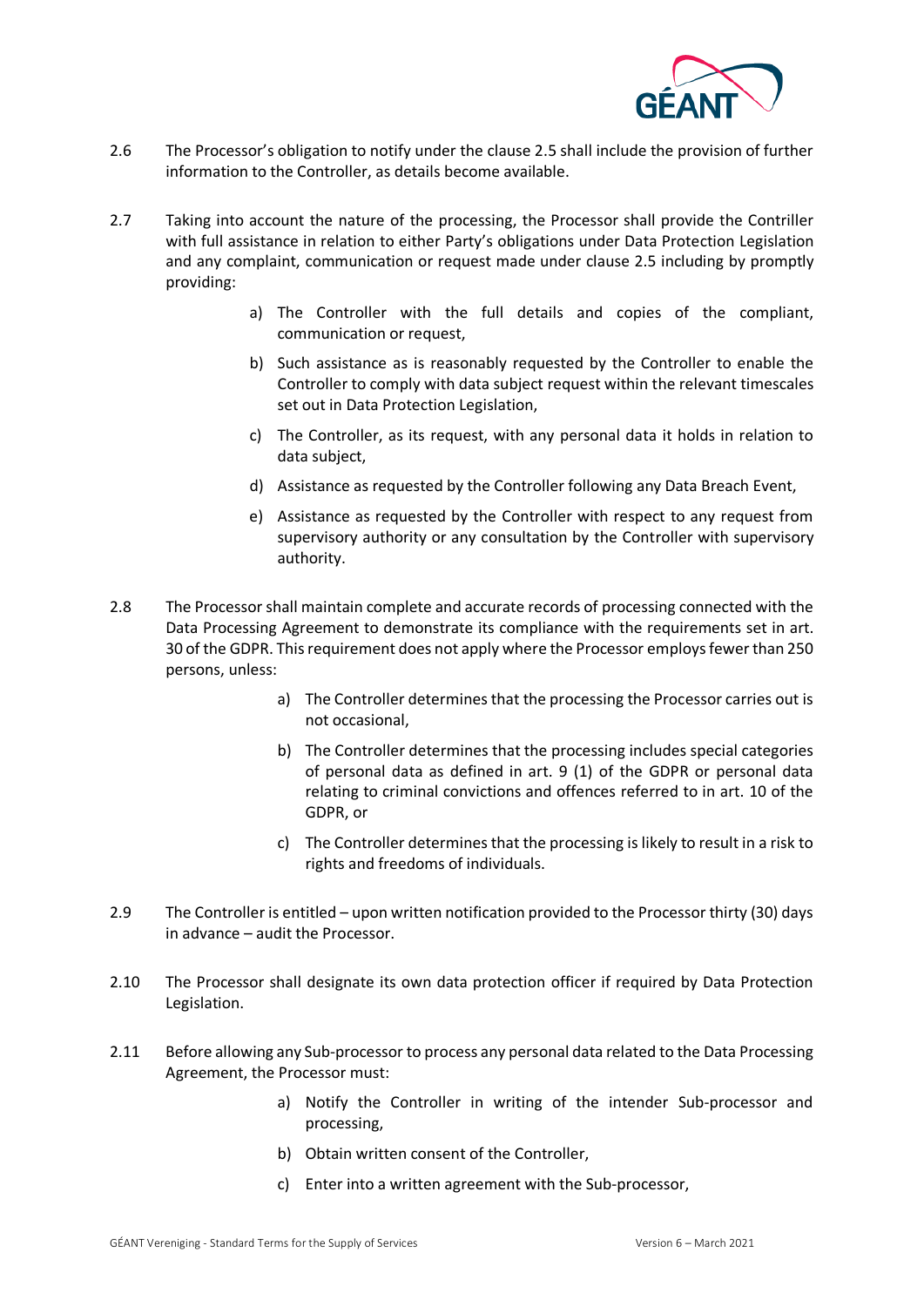2.6 The Processor's obligation to notify under the clause 2.5 shall include the provision of further information to the Controller, as details become available.

2.7 Taking into account the nature of the processing, the Processor shall provide the Contriller with full assistance in relation to either Party's obligations under Data Protection Legislation and any complaint, communication or request made under clause 2.5 including by promptly providing:

a) The Controller with the full details and copies of the compliant, communication or request,

b) Such assistance as is reasonably requested by the Controller to enable the Controller to comply with data subject request within the relevant timescales set out in Data Protection Legislation,

c) The Controller, as its request, with any personal data it holds in relation to data subject,

d) Assistance as requested by the Controller following any Data Breach Event,

e) Assistance as requested by the Controller with respect to any request from supervisory authority or any consultation by the Controller with supervisory authority.

2.8 The Processor shall maintain complete and accurate records of processing connected with the Data Processing Agreement to demonstrate its compliance with the requirements set in art. 30 of the GDPR. This requirement does not apply where the Processor employs fewer than 250 persons, unless:

a) The Controller determines that the processing the Processor carries out is not occasional,

b) The Controller determines that the processing includes special categories of personal data as defined in art. 9 (1) of the GDPR or personal data relating to criminal convictions and offences referred to in art. 10 of the GDPR, or

c) The Controller determines that the processing is likely to result in a risk to rights and freedoms of individuals.

2.9 The Controller is entitled – upon written notification provided to the Processor thirty (30) days in advance – audit the Processor.

2.10 The Processor shall designate its own data protection officer if required by Data Protection Legislation.

2.11 Before allowing any Sub-processor to process any personal data related to the Data Processing Agreement, the Processor must:

a) Notify the Controller in writing of the intender Sub-processor and processing,

b) Obtain written consent of the Controller,

c) Enter into a written agreement with the Sub-processor,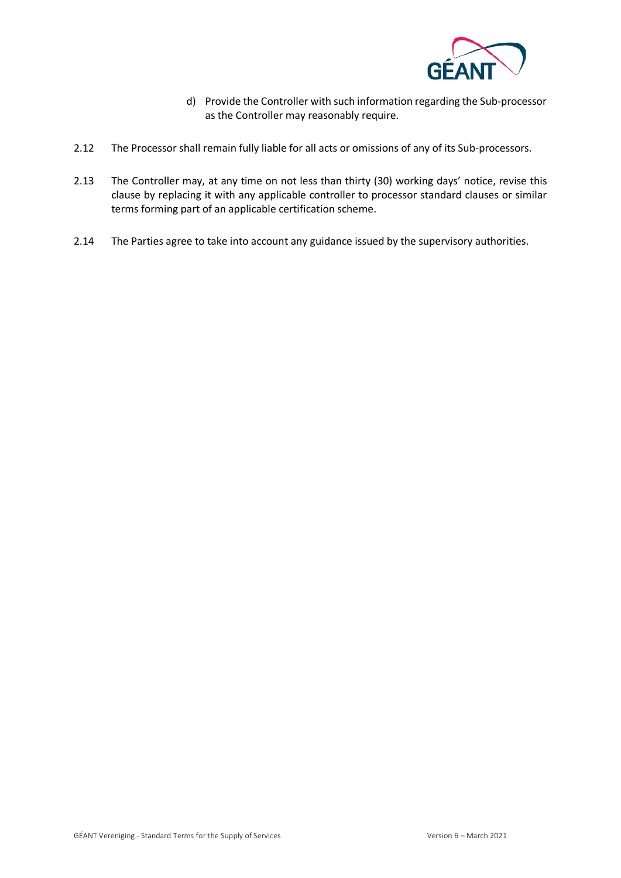d) Provide the Controller with such information regarding the Sub-processor as the Controller may reasonably require.

2.12 The Processor shall remain fully liable for all acts or omissions of any of its Sub-processors.

2.13 The Controller may, at any time on not less than thirty (30) working days' notice, revise this clause by replacing it with any applicable controller to processor standard clauses or similar terms forming part of an applicable certification scheme.

2.14 The Parties agree to take into account any guidance issued by the supervisory authorities.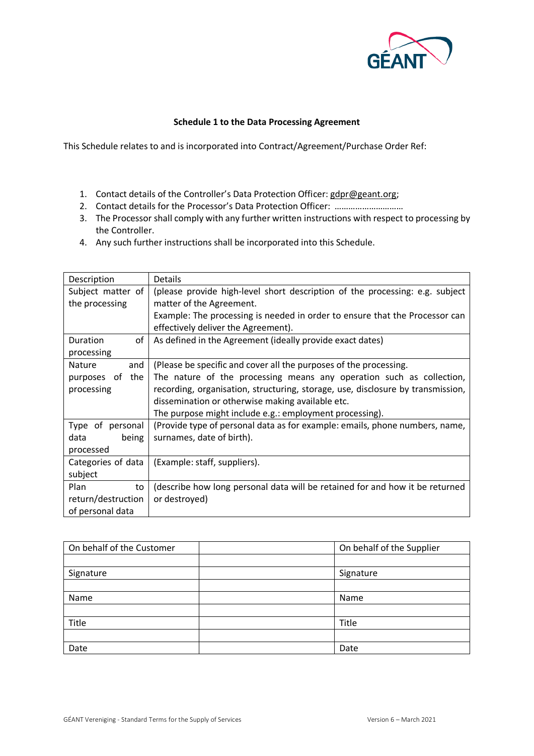**Schedule 1 to the Data Processing Agreement**

This Schedule relates to and is incorporated into Contract/Agreement/Purchase Order Ref:

1. Contact details of the Controller's Data Protection Officer: gdpr@geant.org;
2. Contact details for the Processor's Data Protection Officer: ……………………….
3. The Processor shall comply with any further written instructions with respect to processing by the Controller.
4. Any such further instructions shall be incorporated into this Schedule.

| Description | Details |
|---|---|
| Subject matter of the processing | (please provide high-level short description of the processing: e.g. subject matter of the Agreement.<br>Example: The processing is needed in order to ensure that the Processor can effectively deliver the Agreement). |
| Duration of processing | As defined in the Agreement (ideally provide exact dates) |
| Nature and purposes of the processing | (Please be specific and cover all the purposes of the processing.<br>The nature of the processing means any operation such as collection, recording, organisation, structuring, storage, use, disclosure by transmission, dissemination or otherwise making available etc.<br>The purpose might include e.g.: employment processing). |
| Type of personal data being processed | (Provide type of personal data as for example: emails, phone numbers, name, surnames, date of birth). |
| Categories of data subject | (Example: staff, suppliers). |
| Plan to return/destruction of personal data | (describe how long personal data will be retained for and how it be returned or destroyed) |

| On behalf of the Customer | | On behalf of the Supplier |
|---|---|---|
| | | |
| Signature | | Signature |
| | | |
| Name | | Name |
| | | |
| Title | | Title |
| | | |
| Date | | Date |